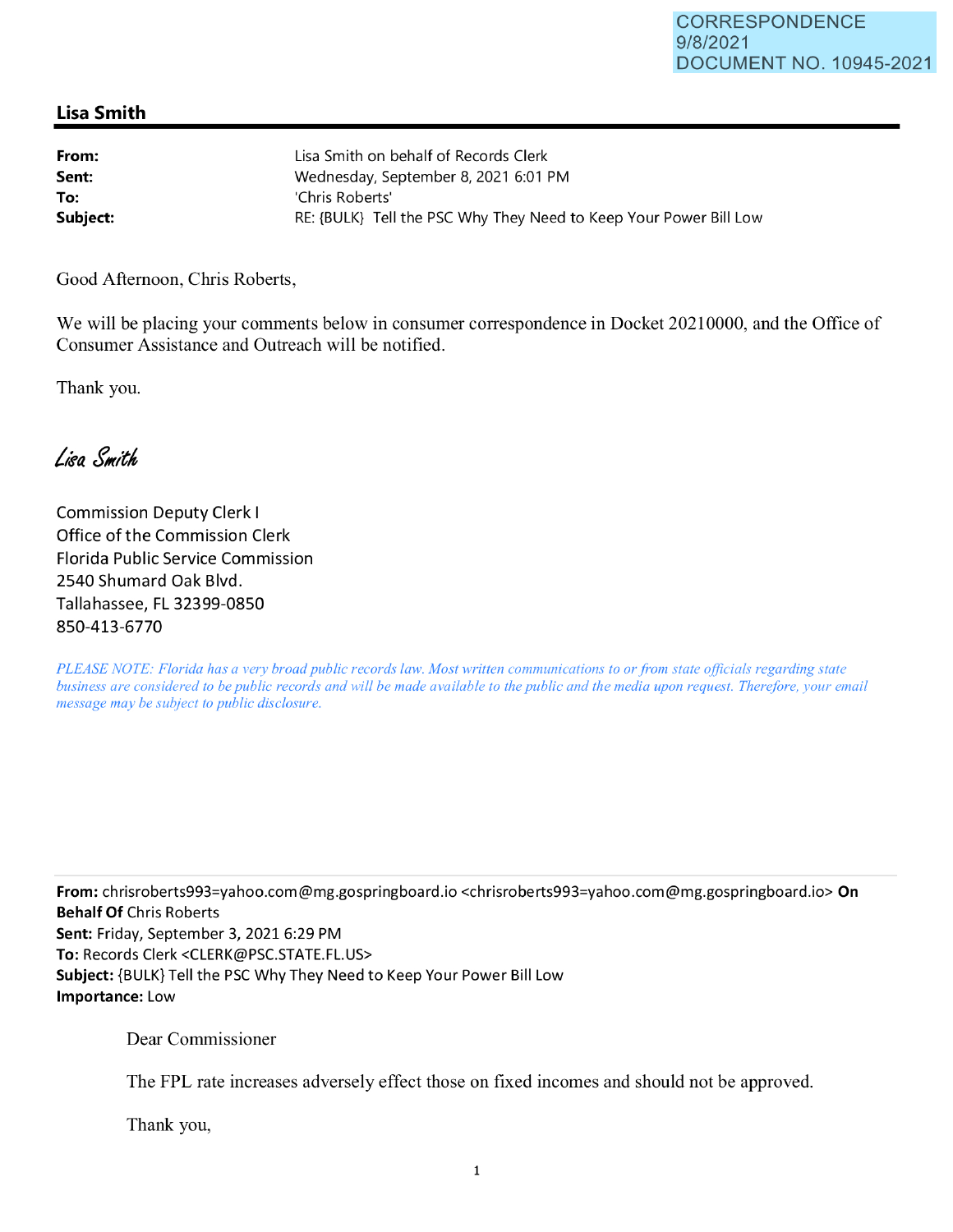CORRESPONDENCE
9/8/2021
DOCUMENT NO. 10945-2021

## Lisa Smith

**From:** Lisa Smith on behalf of Records Clerk
**Sent:** Wednesday, September 8, 2021 6:01 PM
**To:** 'Chris Roberts'
**Subject:** RE: {BULK} Tell the PSC Why They Need to Keep Your Power Bill Low

Good Afternoon, Chris Roberts,

We will be placing your comments below in consumer correspondence in Docket 20210000, and the Office of Consumer Assistance and Outreach will be notified.

Thank you.

*Lisa Smith*

Commission Deputy Clerk I
Office of the Commission Clerk
Florida Public Service Commission
2540 Shumard Oak Blvd.
Tallahassee, FL 32399-0850
850-413-6770

*PLEASE NOTE: Florida has a very broad public records law. Most written communications to or from state officials regarding state business are considered to be public records and will be made available to the public and the media upon request. Therefore, your email message may be subject to public disclosure.*

---

**From:** chrisroberts993=yahoo.com@mg.gospringboard.io <chrisroberts993=yahoo.com@mg.gospringboard.io> **On Behalf Of** Chris Roberts
**Sent:** Friday, September 3, 2021 6:29 PM
**To:** Records Clerk <CLERK@PSC.STATE.FL.US>
**Subject:** {BULK} Tell the PSC Why They Need to Keep Your Power Bill Low
**Importance:** Low

Dear Commissioner

The FPL rate increases adversely effect those on fixed incomes and should not be approved.

Thank you,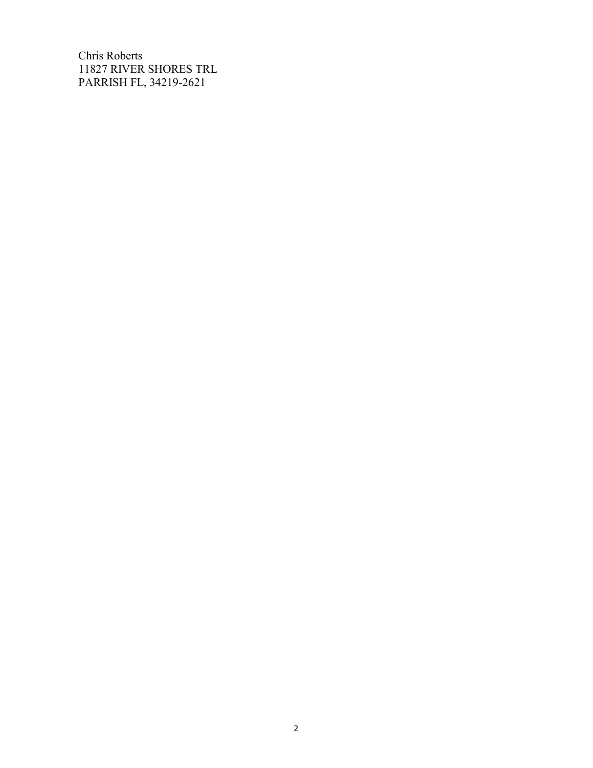Chris Roberts
11827 RIVER SHORES TRL
PARRISH FL, 34219-2621